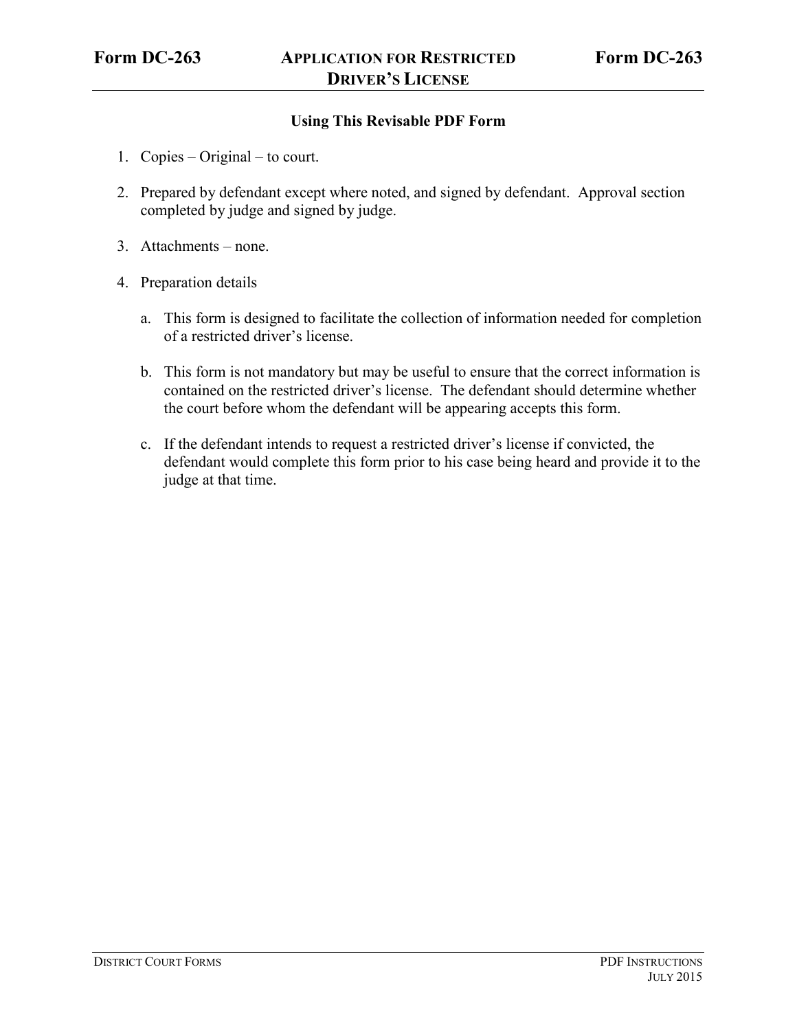# Form DC-263 — APPLICATION FOR RESTRICTED DRIVER'S LICENSE — Form DC-263

## Using This Revisable PDF Form

1. Copies – Original – to court.

2. Prepared by defendant except where noted, and signed by defendant. Approval section completed by judge and signed by judge.

3. Attachments – none.

4. Preparation details

   a. This form is designed to facilitate the collection of information needed for completion of a restricted driver's license.

   b. This form is not mandatory but may be useful to ensure that the correct information is contained on the restricted driver's license. The defendant should determine whether the court before whom the defendant will be appearing accepts this form.

   c. If the defendant intends to request a restricted driver's license if convicted, the defendant would complete this form prior to his case being heard and provide it to the judge at that time.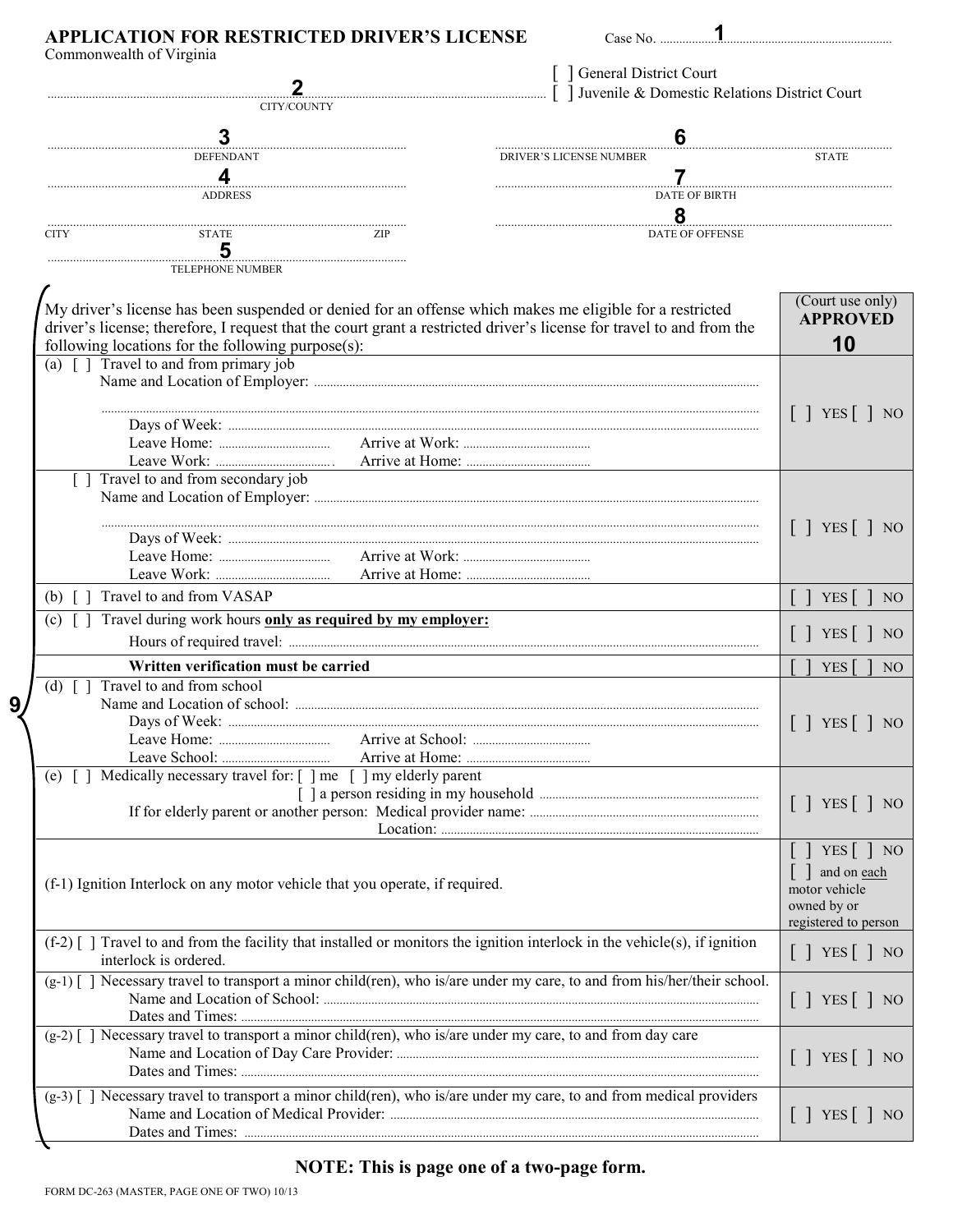# APPLICATION FOR RESTRICTED DRIVER'S LICENSE

Commonwealth of Virginia

Case No. ........................1..........................

[ ] General District Court
[ ] Juvenile & Domestic Relations District Court

..........................2.......................... CITY/COUNTY

| | |
|---|---|
| 3 DEFENDANT | 6 DRIVER'S LICENSE NUMBER / STATE |
| 4 ADDRESS | 7 DATE OF BIRTH |
| CITY / STATE / ZIP | 8 DATE OF OFFENSE |
| 5 TELEPHONE NUMBER | |

9

| My driver's license has been suspended or denied for an offense which makes me eligible for a restricted driver's license; therefore, I request that the court grant a restricted driver's license for travel to and from the following locations for the following purpose(s): | (Court use only) **APPROVED** 10 |
|---|---|
| (a) [ ] Travel to and from primary job<br>Name and Location of Employer: ..........<br>..........<br>Days of Week: ..........<br>Leave Home: .......... Arrive at Work: ..........<br>Leave Work: .......... Arrive at Home: .......... | [ ] YES [ ] NO |
| [ ] Travel to and from secondary job<br>Name and Location of Employer: ..........<br>..........<br>Days of Week: ..........<br>Leave Home: .......... Arrive at Work: ..........<br>Leave Work: .......... Arrive at Home: .......... | [ ] YES [ ] NO |
| (b) [ ] Travel to and from VASAP | [ ] YES [ ] NO |
| (c) [ ] Travel during work hours **only as required by my employer:**<br>Hours of required travel: .......... | [ ] YES [ ] NO |
| **Written verification must be carried** | [ ] YES [ ] NO |
| (d) [ ] Travel to and from school<br>Name and Location of school: ..........<br>Days of Week: ..........<br>Leave Home: .......... Arrive at School: ..........<br>Leave School: .......... Arrive at Home: .......... | [ ] YES [ ] NO |
| (e) [ ] Medically necessary travel for: [ ] me [ ] my elderly parent<br>[ ] a person residing in my household ..........<br>If for elderly parent or another person: Medical provider name: ..........<br>Location: .......... | [ ] YES [ ] NO |
| (f-1) Ignition Interlock on any motor vehicle that you operate, if required. | [ ] YES [ ] NO<br>[ ] and on each motor vehicle owned by or registered to person |
| (f-2) [ ] Travel to and from the facility that installed or monitors the ignition interlock in the vehicle(s), if ignition interlock is ordered. | [ ] YES [ ] NO |
| (g-1) [ ] Necessary travel to transport a minor child(ren), who is/are under my care, to and from his/her/their school.<br>Name and Location of School: ..........<br>Dates and Times: .......... | [ ] YES [ ] NO |
| (g-2) [ ] Necessary travel to transport a minor child(ren), who is/are under my care, to and from day care<br>Name and Location of Day Care Provider: ..........<br>Dates and Times: .......... | [ ] YES [ ] NO |
| (g-3) [ ] Necessary travel to transport a minor child(ren), who is/are under my care, to and from medical providers<br>Name and Location of Medical Provider: ..........<br>Dates and Times: .......... | [ ] YES [ ] NO |

**NOTE: This is page one of a two-page form.**

FORM DC-263 (MASTER, PAGE ONE OF TWO) 10/13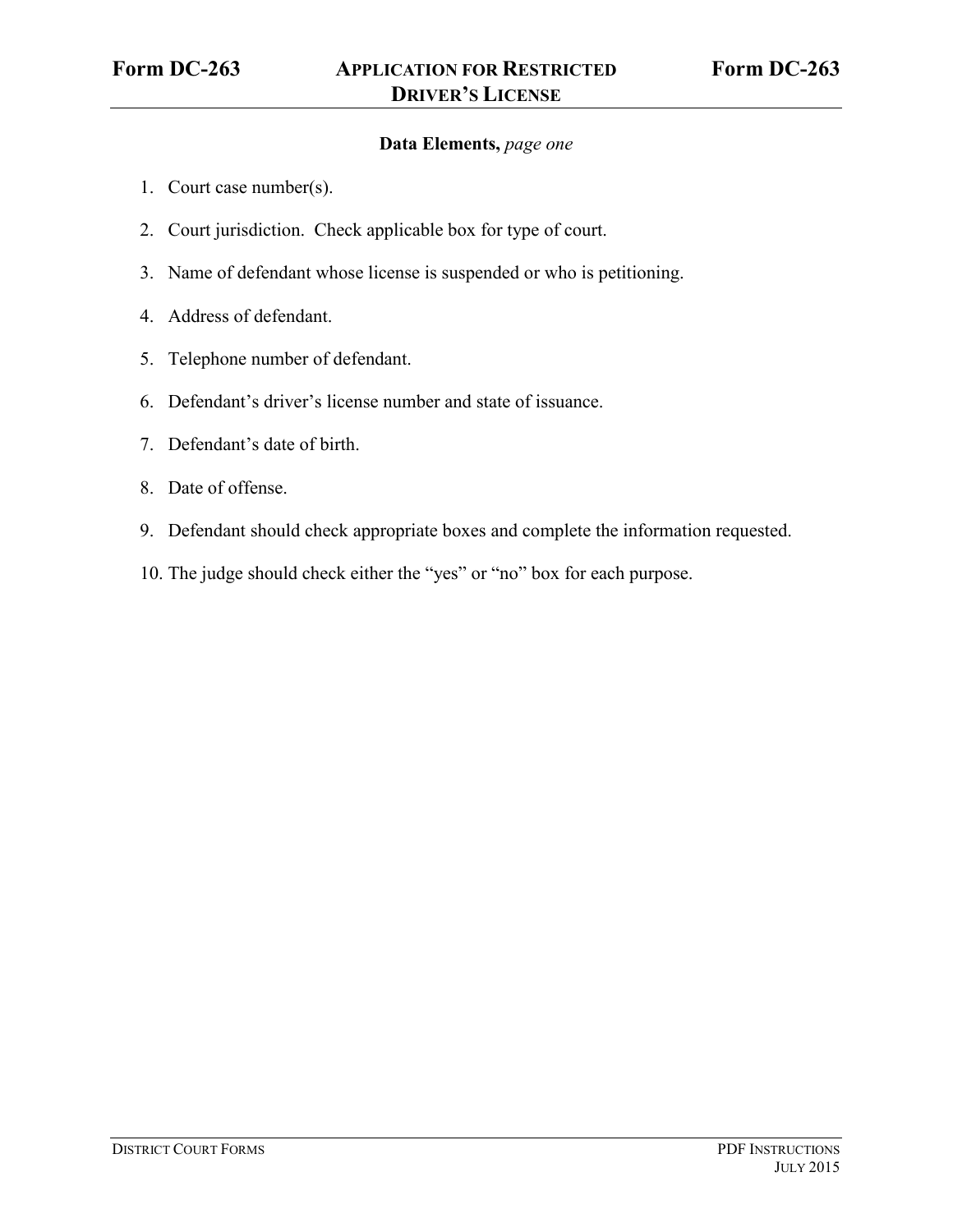# Form DC-263 — Application for Restricted Driver's License

**Data Elements,** *page one*

1. Court case number(s).
2. Court jurisdiction. Check applicable box for type of court.
3. Name of defendant whose license is suspended or who is petitioning.
4. Address of defendant.
5. Telephone number of defendant.
6. Defendant's driver's license number and state of issuance.
7. Defendant's date of birth.
8. Date of offense.
9. Defendant should check appropriate boxes and complete the information requested.
10. The judge should check either the "yes" or "no" box for each purpose.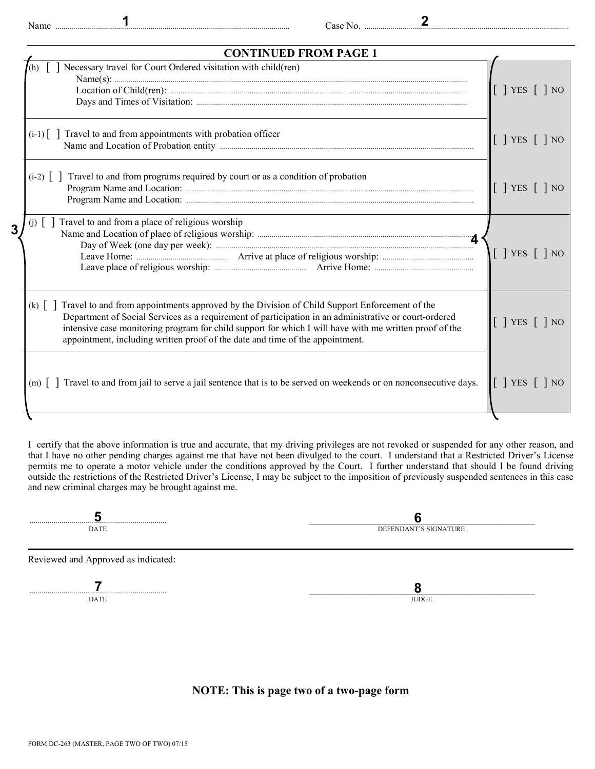Name ..........................1.......................................... Case No. ..........................2..........................................

## CONTINUED FROM PAGE 1

| | |
|---|---|
| (h) [ ] Necessary travel for Court Ordered visitation with child(ren)<br>Name(s): ..........<br>Location of Child(ren): ..........<br>Days and Times of Visitation: .......... | [ ] YES [ ] NO |
| (i-1) [ ] Travel to and from appointments with probation officer<br>Name and Location of Probation entity .......... | [ ] YES [ ] NO |
| (i-2) [ ] Travel to and from programs required by court or as a condition of probation<br>Program Name and Location: ..........<br>Program Name and Location: .......... | [ ] YES [ ] NO |
| (j) [ ] Travel to and from a place of religious worship<br>Name and Location of place of religious worship: ..........<br>Day of Week (one day per week): ..........<br>Leave Home: .......... Arrive at place of religious worship: ..........<br>Leave place of religious worship: .......... Arrive Home: .......... | [ ] YES [ ] NO |
| (k) [ ] Travel to and from appointments approved by the Division of Child Support Enforcement of the Department of Social Services as a requirement of participation in an administrative or court-ordered intensive case monitoring program for child support for which I will have with me written proof of the appointment, including written proof of the date and time of the appointment. | [ ] YES [ ] NO |
| (m) [ ] Travel to and from jail to serve a jail sentence that is to be served on weekends or on nonconsecutive days. | [ ] YES [ ] NO |

3 — 4

I certify that the above information is true and accurate, that my driving privileges are not revoked or suspended for any other reason, and that I have no other pending charges against me that have not been divulged to the court. I understand that a Restricted Driver's License permits me to operate a motor vehicle under the conditions approved by the Court. I further understand that should I be found driving outside the restrictions of the Restricted Driver's License, I may be subject to the imposition of previously suspended sentences in this case and new criminal charges may be brought against me.

..........5.......... ..........6..........
DATE DEFENDANT'S SIGNATURE

Reviewed and Approved as indicated:

..........7.......... ..........8..........
DATE JUDGE

**NOTE: This is page two of a two-page form**

FORM DC-263 (MASTER, PAGE TWO OF TWO) 07/15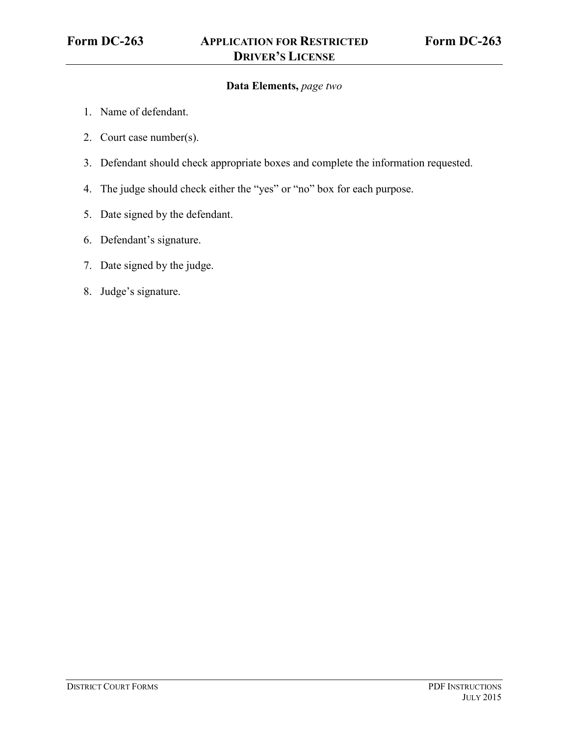**Data Elements,** *page two*

1. Name of defendant.
2. Court case number(s).
3. Defendant should check appropriate boxes and complete the information requested.
4. The judge should check either the "yes" or "no" box for each purpose.
5. Date signed by the defendant.
6. Defendant's signature.
7. Date signed by the judge.
8. Judge's signature.